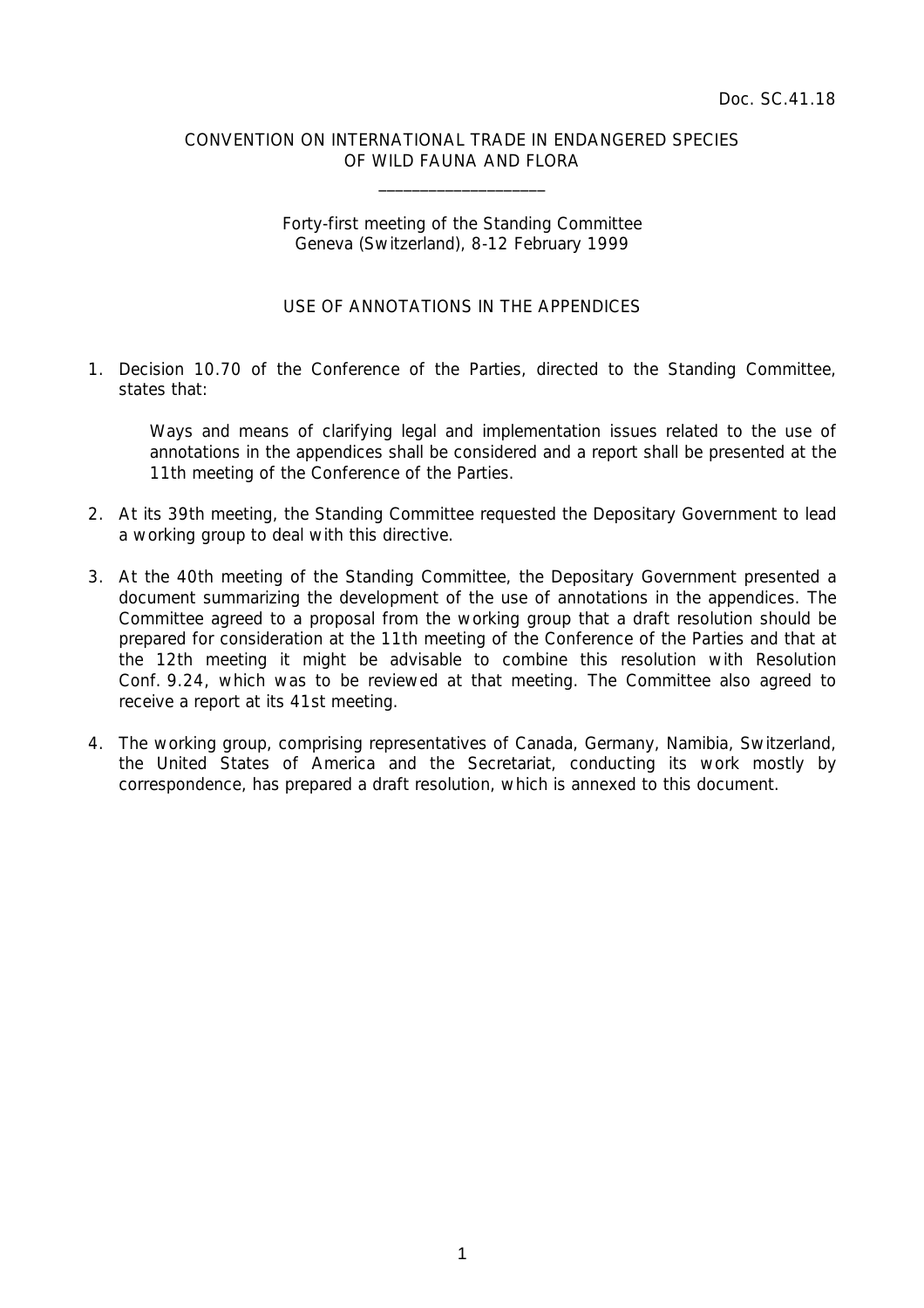Doc. SC.41.18

CONVENTION ON INTERNATIONAL TRADE IN ENDANGERED SPECIES OF WILD FAUNA AND FLORA

\_\_\_\_\_\_\_\_\_\_\_\_\_\_\_\_\_\_\_\_

Forty-first meeting of the Standing Committee
Geneva (Switzerland), 8-12 February 1999

## USE OF ANNOTATIONS IN THE APPENDICES

1. Decision 10.70 of the Conference of the Parties, directed to the Standing Committee, states that:

   Ways and means of clarifying legal and implementation issues related to the use of annotations in the appendices shall be considered and a report shall be presented at the 11th meeting of the Conference of the Parties.

2. At its 39th meeting, the Standing Committee requested the Depositary Government to lead a working group to deal with this directive.

3. At the 40th meeting of the Standing Committee, the Depositary Government presented a document summarizing the development of the use of annotations in the appendices. The Committee agreed to a proposal from the working group that a draft resolution should be prepared for consideration at the 11th meeting of the Conference of the Parties and that at the 12th meeting it might be advisable to combine this resolution with Resolution Conf. 9.24, which was to be reviewed at that meeting. The Committee also agreed to receive a report at its 41st meeting.

4. The working group, comprising representatives of Canada, Germany, Namibia, Switzerland, the United States of America and the Secretariat, conducting its work mostly by correspondence, has prepared a draft resolution, which is annexed to this document.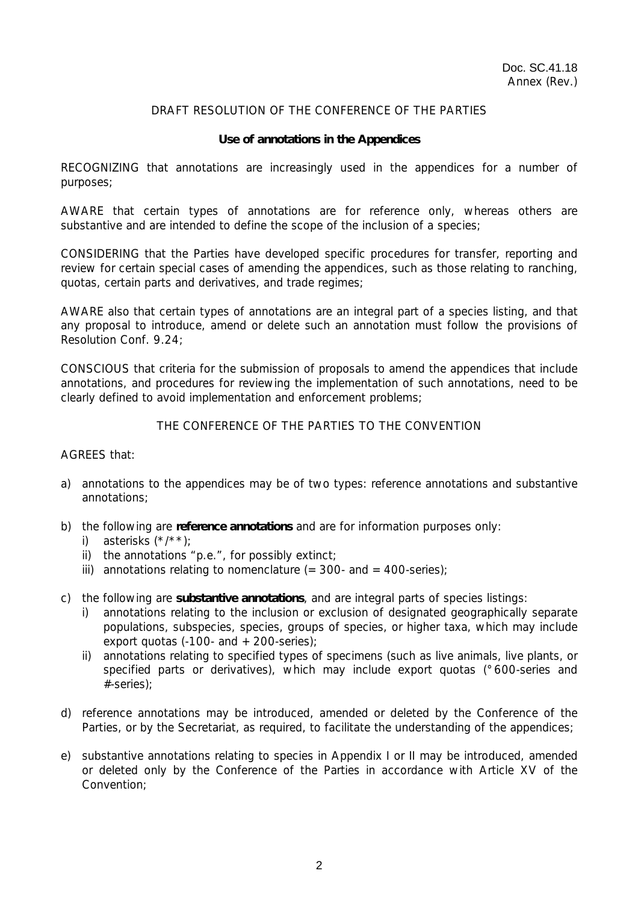Doc. SC.41.18
Annex (Rev.)

DRAFT RESOLUTION OF THE CONFERENCE OF THE PARTIES

**Use of annotations in the Appendices**

RECOGNIZING that annotations are increasingly used in the appendices for a number of purposes;

AWARE that certain types of annotations are for reference only, whereas others are substantive and are intended to define the scope of the inclusion of a species;

CONSIDERING that the Parties have developed specific procedures for transfer, reporting and review for certain special cases of amending the appendices, such as those relating to ranching, quotas, certain parts and derivatives, and trade regimes;

AWARE also that certain types of annotations are an integral part of a species listing, and that any proposal to introduce, amend or delete such an annotation must follow the provisions of Resolution Conf. 9.24;

CONSCIOUS that criteria for the submission of proposals to amend the appendices that include annotations, and procedures for reviewing the implementation of such annotations, need to be clearly defined to avoid implementation and enforcement problems;

THE CONFERENCE OF THE PARTIES TO THE CONVENTION

AGREES that:

a) annotations to the appendices may be of two types: reference annotations and substantive annotations;

b) the following are **reference annotations** and are for information purposes only:
   i) asterisks (*/**);
   ii) the annotations "p.e.", for possibly extinct;
   iii) annotations relating to nomenclature (= 300- and = 400-series);

c) the following are **substantive annotations**, and are integral parts of species listings:
   i) annotations relating to the inclusion or exclusion of designated geographically separate populations, subspecies, species, groups of species, or higher taxa, which may include export quotas (-100- and + 200-series);
   ii) annotations relating to specified types of specimens (such as live animals, live plants, or specified parts or derivatives), which may include export quotas (°600-series and #-series);

d) reference annotations may be introduced, amended or deleted by the Conference of the Parties, or by the Secretariat, as required, to facilitate the understanding of the appendices;

e) substantive annotations relating to species in Appendix I or II may be introduced, amended or deleted only by the Conference of the Parties in accordance with Article XV of the Convention;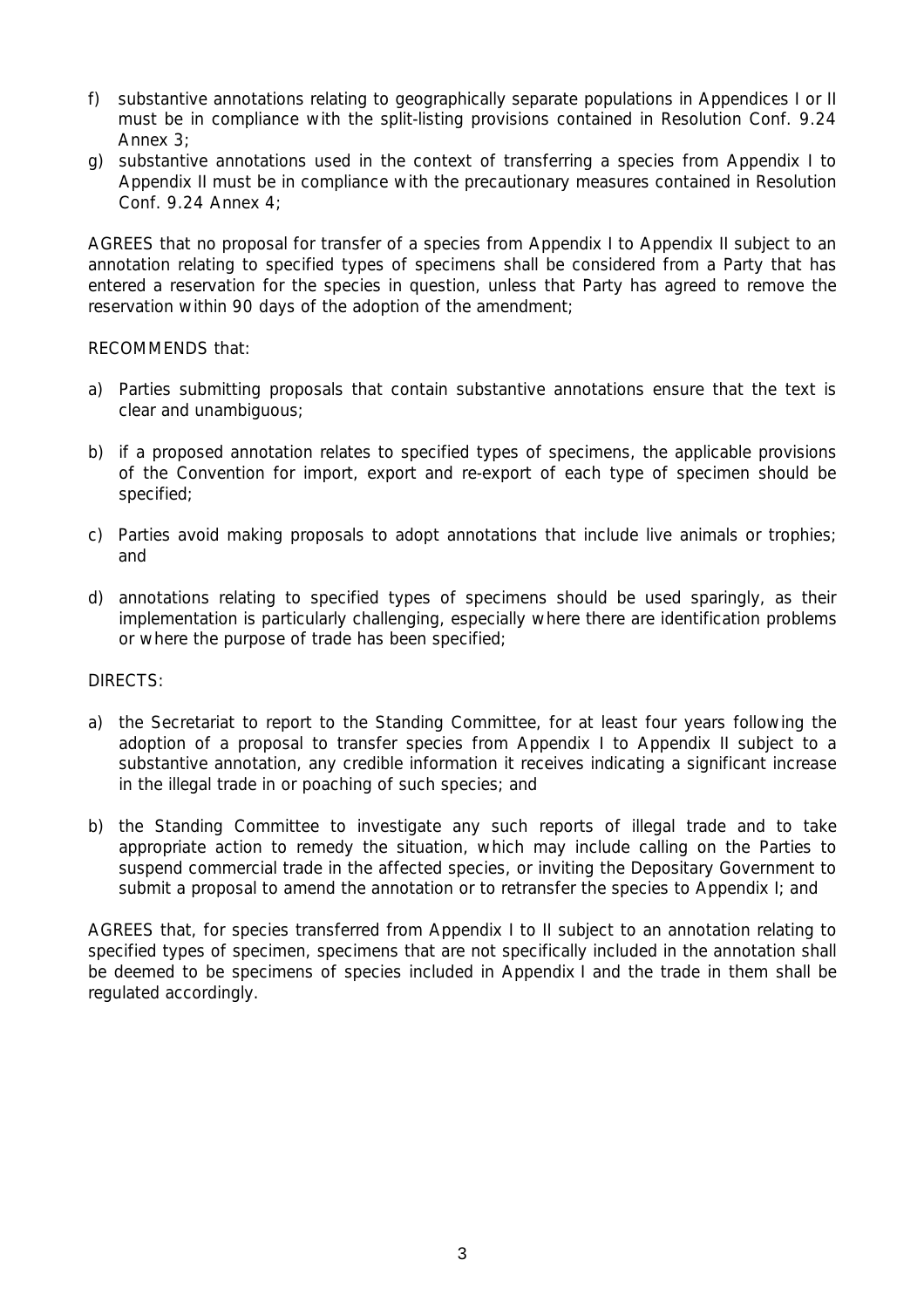f) substantive annotations relating to geographically separate populations in Appendices I or II must be in compliance with the split-listing provisions contained in Resolution Conf. 9.24 Annex 3;

g) substantive annotations used in the context of transferring a species from Appendix I to Appendix II must be in compliance with the precautionary measures contained in Resolution Conf. 9.24 Annex 4;

AGREES that no proposal for transfer of a species from Appendix I to Appendix II subject to an annotation relating to specified types of specimens shall be considered from a Party that has entered a reservation for the species in question, unless that Party has agreed to remove the reservation within 90 days of the adoption of the amendment;

RECOMMENDS that:

a) Parties submitting proposals that contain substantive annotations ensure that the text is clear and unambiguous;

b) if a proposed annotation relates to specified types of specimens, the applicable provisions of the Convention for import, export and re-export of each type of specimen should be specified;

c) Parties avoid making proposals to adopt annotations that include live animals or trophies; and

d) annotations relating to specified types of specimens should be used sparingly, as their implementation is particularly challenging, especially where there are identification problems or where the purpose of trade has been specified;

DIRECTS:

a) the Secretariat to report to the Standing Committee, for at least four years following the adoption of a proposal to transfer species from Appendix I to Appendix II subject to a substantive annotation, any credible information it receives indicating a significant increase in the illegal trade in or poaching of such species; and

b) the Standing Committee to investigate any such reports of illegal trade and to take appropriate action to remedy the situation, which may include calling on the Parties to suspend commercial trade in the affected species, or inviting the Depositary Government to submit a proposal to amend the annotation or to retransfer the species to Appendix I; and

AGREES that, for species transferred from Appendix I to II subject to an annotation relating to specified types of specimen, specimens that are not specifically included in the annotation shall be deemed to be specimens of species included in Appendix I and the trade in them shall be regulated accordingly.